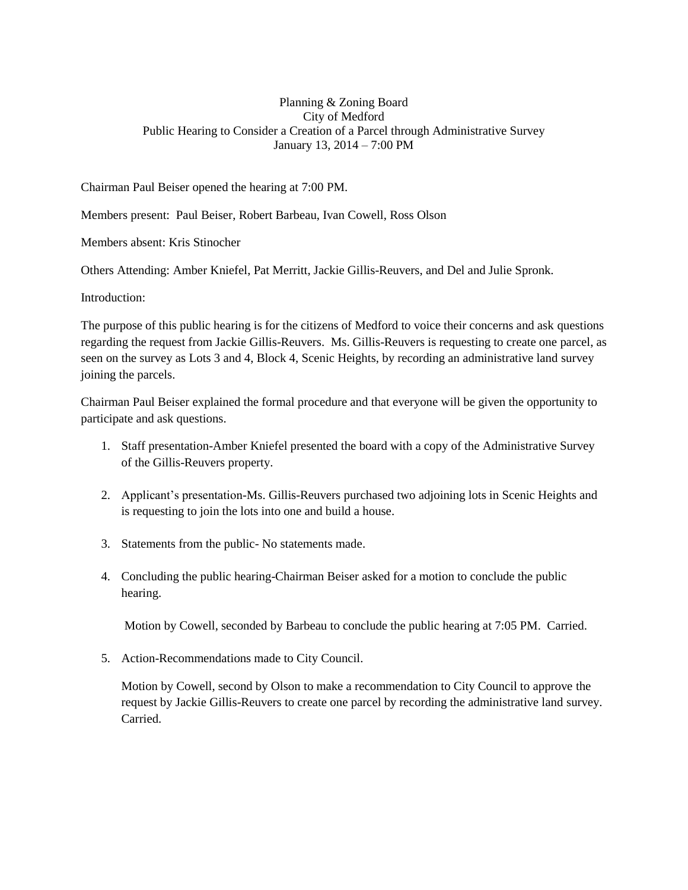Planning & Zoning Board  
City of Medford  
Public Hearing to Consider a Creation of a Parcel through Administrative Survey  
January 13, 2014 – 7:00 PM

Chairman Paul Beiser opened the hearing at 7:00 PM.

Members present: Paul Beiser, Robert Barbeau, Ivan Cowell, Ross Olson

Members absent: Kris Stinocher

Others Attending: Amber Kniefel, Pat Merritt, Jackie Gillis-Reuvers, and Del and Julie Spronk.

Introduction:

The purpose of this public hearing is for the citizens of Medford to voice their concerns and ask questions regarding the request from Jackie Gillis-Reuvers. Ms. Gillis-Reuvers is requesting to create one parcel, as seen on the survey as Lots 3 and 4, Block 4, Scenic Heights, by recording an administrative land survey joining the parcels.

Chairman Paul Beiser explained the formal procedure and that everyone will be given the opportunity to participate and ask questions.

1. Staff presentation-Amber Kniefel presented the board with a copy of the Administrative Survey of the Gillis-Reuvers property.

2. Applicant's presentation-Ms. Gillis-Reuvers purchased two adjoining lots in Scenic Heights and is requesting to join the lots into one and build a house.

3. Statements from the public- No statements made.

4. Concluding the public hearing-Chairman Beiser asked for a motion to conclude the public hearing.

   Motion by Cowell, seconded by Barbeau to conclude the public hearing at 7:05 PM. Carried.

5. Action-Recommendations made to City Council.

   Motion by Cowell, second by Olson to make a recommendation to City Council to approve the request by Jackie Gillis-Reuvers to create one parcel by recording the administrative land survey. Carried.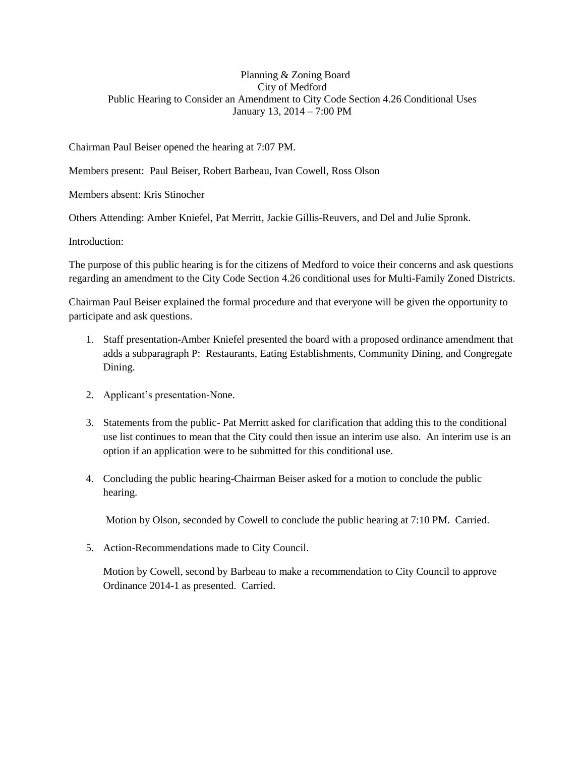Planning & Zoning Board
City of Medford
Public Hearing to Consider an Amendment to City Code Section 4.26 Conditional Uses
January 13, 2014 – 7:00 PM

Chairman Paul Beiser opened the hearing at 7:07 PM.

Members present: Paul Beiser, Robert Barbeau, Ivan Cowell, Ross Olson

Members absent: Kris Stinocher

Others Attending: Amber Kniefel, Pat Merritt, Jackie Gillis-Reuvers, and Del and Julie Spronk.

Introduction:

The purpose of this public hearing is for the citizens of Medford to voice their concerns and ask questions regarding an amendment to the City Code Section 4.26 conditional uses for Multi-Family Zoned Districts.

Chairman Paul Beiser explained the formal procedure and that everyone will be given the opportunity to participate and ask questions.

1. Staff presentation-Amber Kniefel presented the board with a proposed ordinance amendment that adds a subparagraph P: Restaurants, Eating Establishments, Community Dining, and Congregate Dining.

2. Applicant's presentation-None.

3. Statements from the public- Pat Merritt asked for clarification that adding this to the conditional use list continues to mean that the City could then issue an interim use also. An interim use is an option if an application were to be submitted for this conditional use.

4. Concluding the public hearing-Chairman Beiser asked for a motion to conclude the public hearing.

   Motion by Olson, seconded by Cowell to conclude the public hearing at 7:10 PM. Carried.

5. Action-Recommendations made to City Council.

   Motion by Cowell, second by Barbeau to make a recommendation to City Council to approve Ordinance 2014-1 as presented. Carried.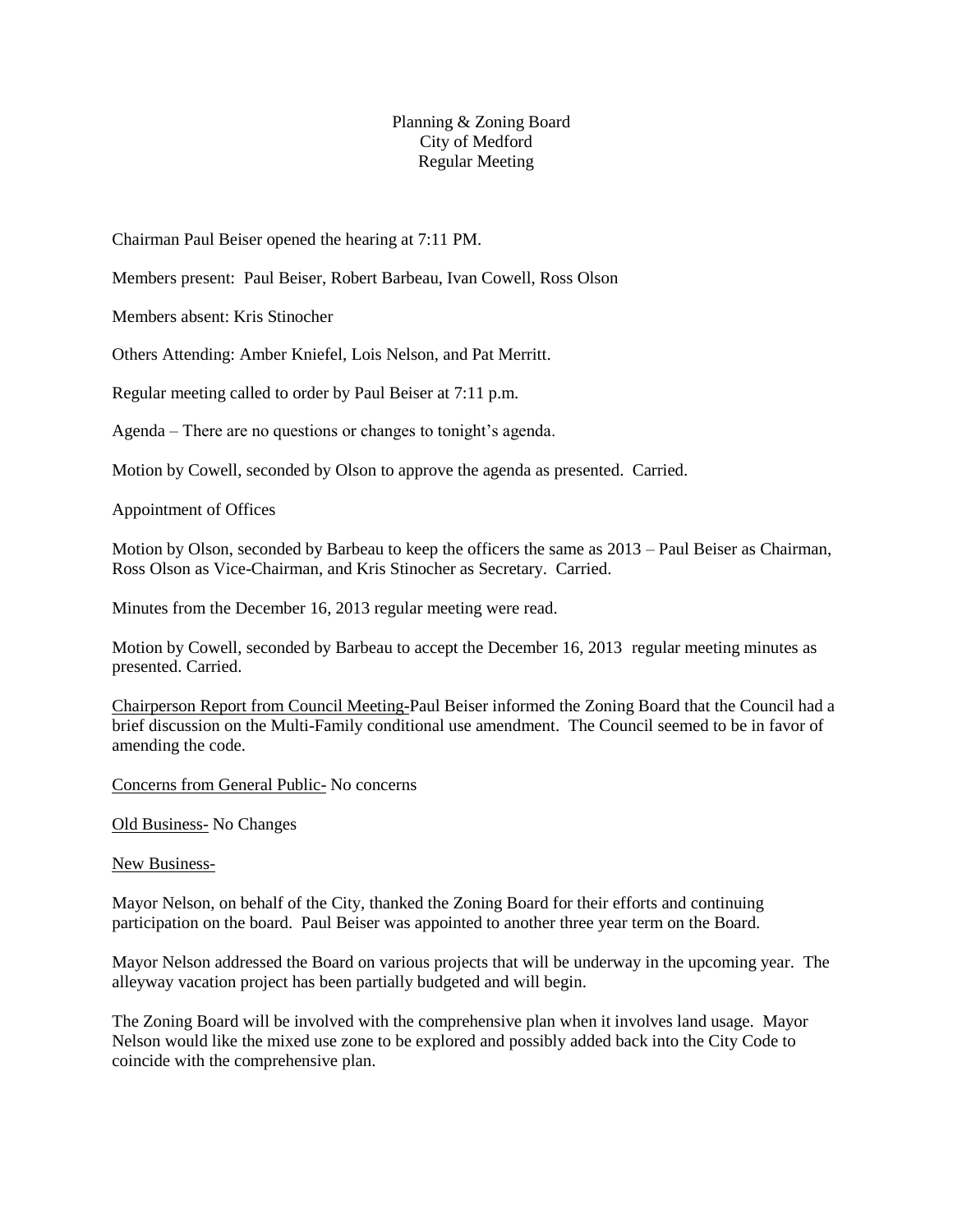Planning & Zoning Board
City of Medford
Regular Meeting

Chairman Paul Beiser opened the hearing at 7:11 PM.

Members present: Paul Beiser, Robert Barbeau, Ivan Cowell, Ross Olson

Members absent: Kris Stinocher

Others Attending: Amber Kniefel, Lois Nelson, and Pat Merritt.

Regular meeting called to order by Paul Beiser at 7:11 p.m.

Agenda – There are no questions or changes to tonight's agenda.

Motion by Cowell, seconded by Olson to approve the agenda as presented. Carried.

Appointment of Offices

Motion by Olson, seconded by Barbeau to keep the officers the same as 2013 – Paul Beiser as Chairman, Ross Olson as Vice-Chairman, and Kris Stinocher as Secretary. Carried.

Minutes from the December 16, 2013 regular meeting were read.

Motion by Cowell, seconded by Barbeau to accept the December 16, 2013 regular meeting minutes as presented. Carried.

Chairperson Report from Council Meeting-Paul Beiser informed the Zoning Board that the Council had a brief discussion on the Multi-Family conditional use amendment. The Council seemed to be in favor of amending the code.

Concerns from General Public- No concerns

Old Business- No Changes

New Business-

Mayor Nelson, on behalf of the City, thanked the Zoning Board for their efforts and continuing participation on the board. Paul Beiser was appointed to another three year term on the Board.

Mayor Nelson addressed the Board on various projects that will be underway in the upcoming year. The alleyway vacation project has been partially budgeted and will begin.

The Zoning Board will be involved with the comprehensive plan when it involves land usage. Mayor Nelson would like the mixed use zone to be explored and possibly added back into the City Code to coincide with the comprehensive plan.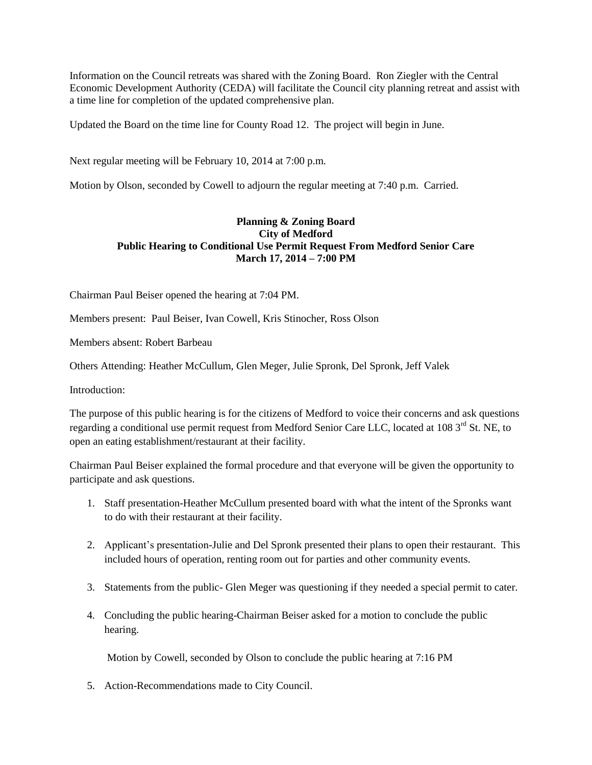Information on the Council retreats was shared with the Zoning Board. Ron Ziegler with the Central Economic Development Authority (CEDA) will facilitate the Council city planning retreat and assist with a time line for completion of the updated comprehensive plan.

Updated the Board on the time line for County Road 12. The project will begin in June.

Next regular meeting will be February 10, 2014 at 7:00 p.m.

Motion by Olson, seconded by Cowell to adjourn the regular meeting at 7:40 p.m. Carried.

**Planning & Zoning Board**
**City of Medford**
**Public Hearing to Conditional Use Permit Request From Medford Senior Care**
**March 17, 2014 – 7:00 PM**

Chairman Paul Beiser opened the hearing at 7:04 PM.

Members present: Paul Beiser, Ivan Cowell, Kris Stinocher, Ross Olson

Members absent: Robert Barbeau

Others Attending: Heather McCullum, Glen Meger, Julie Spronk, Del Spronk, Jeff Valek

Introduction:

The purpose of this public hearing is for the citizens of Medford to voice their concerns and ask questions regarding a conditional use permit request from Medford Senior Care LLC, located at 108 3rd St. NE, to open an eating establishment/restaurant at their facility.

Chairman Paul Beiser explained the formal procedure and that everyone will be given the opportunity to participate and ask questions.

1. Staff presentation-Heather McCullum presented board with what the intent of the Spronks want to do with their restaurant at their facility.

2. Applicant's presentation-Julie and Del Spronk presented their plans to open their restaurant. This included hours of operation, renting room out for parties and other community events.

3. Statements from the public- Glen Meger was questioning if they needed a special permit to cater.

4. Concluding the public hearing-Chairman Beiser asked for a motion to conclude the public hearing.

   Motion by Cowell, seconded by Olson to conclude the public hearing at 7:16 PM

5. Action-Recommendations made to City Council.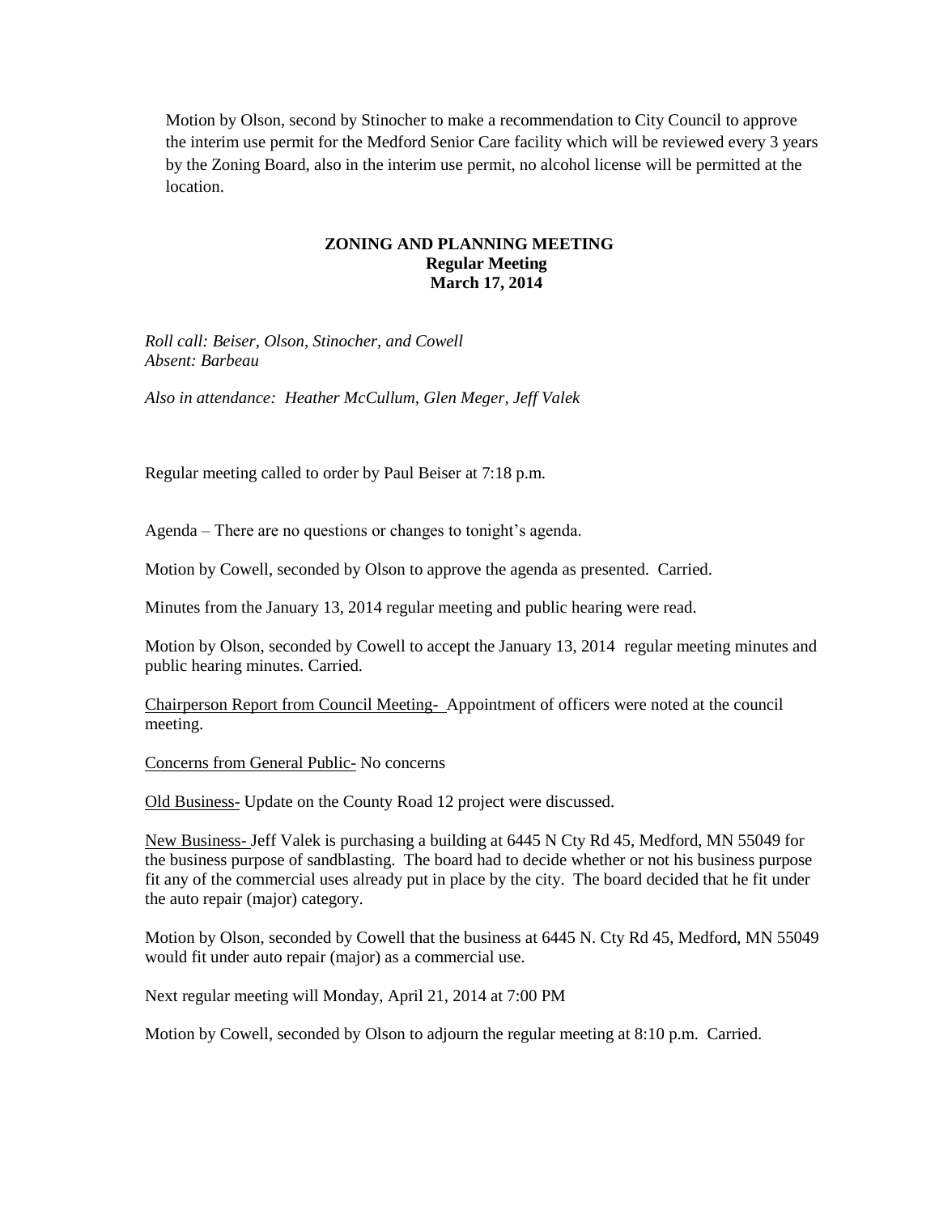Motion by Olson, second by Stinocher to make a recommendation to City Council to approve the interim use permit for the Medford Senior Care facility which will be reviewed every 3 years by the Zoning Board, also in the interim use permit, no alcohol license will be permitted at the location.

**ZONING AND PLANNING MEETING**
**Regular Meeting**
**March 17, 2014**

*Roll call: Beiser, Olson, Stinocher, and Cowell*
*Absent: Barbeau*

*Also in attendance: Heather McCullum, Glen Meger, Jeff Valek*

Regular meeting called to order by Paul Beiser at 7:18 p.m.

Agenda – There are no questions or changes to tonight's agenda.

Motion by Cowell, seconded by Olson to approve the agenda as presented. Carried.

Minutes from the January 13, 2014 regular meeting and public hearing were read.

Motion by Olson, seconded by Cowell to accept the January 13, 2014 regular meeting minutes and public hearing minutes. Carried.

<u>Chairperson Report from Council Meeting-</u> Appointment of officers were noted at the council meeting.

<u>Concerns from General Public-</u> No concerns

<u>Old Business-</u> Update on the County Road 12 project were discussed.

<u>New Business-</u> Jeff Valek is purchasing a building at 6445 N Cty Rd 45, Medford, MN 55049 for the business purpose of sandblasting. The board had to decide whether or not his business purpose fit any of the commercial uses already put in place by the city. The board decided that he fit under the auto repair (major) category.

Motion by Olson, seconded by Cowell that the business at 6445 N. Cty Rd 45, Medford, MN 55049 would fit under auto repair (major) as a commercial use.

Next regular meeting will Monday, April 21, 2014 at 7:00 PM

Motion by Cowell, seconded by Olson to adjourn the regular meeting at 8:10 p.m. Carried.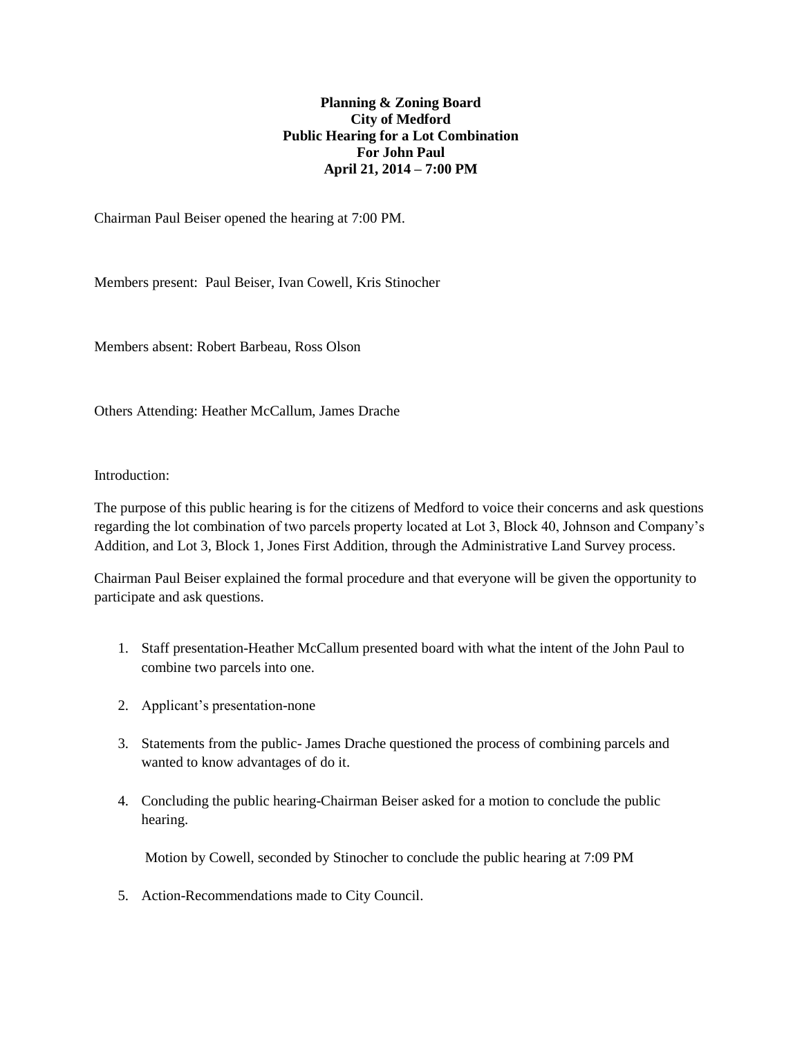**Planning & Zoning Board**
**City of Medford**
**Public Hearing for a Lot Combination**
**For John Paul**
**April 21, 2014 – 7:00 PM**

Chairman Paul Beiser opened the hearing at 7:00 PM.

Members present: Paul Beiser, Ivan Cowell, Kris Stinocher

Members absent: Robert Barbeau, Ross Olson

Others Attending: Heather McCallum, James Drache

Introduction:

The purpose of this public hearing is for the citizens of Medford to voice their concerns and ask questions regarding the lot combination of two parcels property located at Lot 3, Block 40, Johnson and Company's Addition, and Lot 3, Block 1, Jones First Addition, through the Administrative Land Survey process.

Chairman Paul Beiser explained the formal procedure and that everyone will be given the opportunity to participate and ask questions.

1. Staff presentation-Heather McCallum presented board with what the intent of the John Paul to combine two parcels into one.
2. Applicant's presentation-none
3. Statements from the public- James Drache questioned the process of combining parcels and wanted to know advantages of do it.
4. Concluding the public hearing-Chairman Beiser asked for a motion to conclude the public hearing.

   Motion by Cowell, seconded by Stinocher to conclude the public hearing at 7:09 PM

5. Action-Recommendations made to City Council.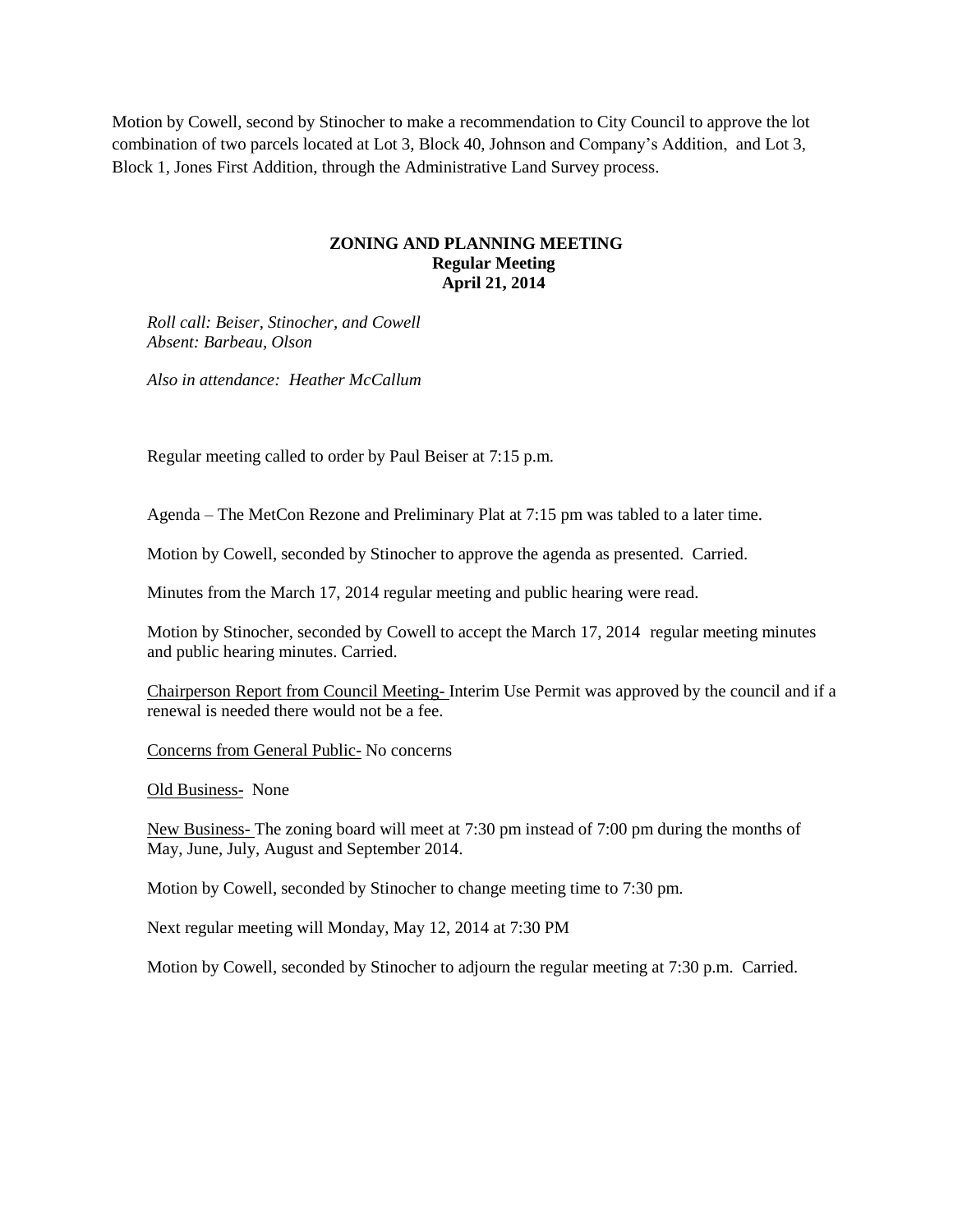Motion by Cowell, second by Stinocher to make a recommendation to City Council to approve the lot combination of two parcels located at Lot 3, Block 40, Johnson and Company's Addition, and Lot 3, Block 1, Jones First Addition, through the Administrative Land Survey process.

**ZONING AND PLANNING MEETING**
**Regular Meeting**
**April 21, 2014**

*Roll call: Beiser, Stinocher, and Cowell*
*Absent: Barbeau, Olson*

*Also in attendance: Heather McCallum*

Regular meeting called to order by Paul Beiser at 7:15 p.m.

Agenda – The MetCon Rezone and Preliminary Plat at 7:15 pm was tabled to a later time.

Motion by Cowell, seconded by Stinocher to approve the agenda as presented. Carried.

Minutes from the March 17, 2014 regular meeting and public hearing were read.

Motion by Stinocher, seconded by Cowell to accept the March 17, 2014 regular meeting minutes and public hearing minutes. Carried.

Chairperson Report from Council Meeting- Interim Use Permit was approved by the council and if a renewal is needed there would not be a fee.

Concerns from General Public- No concerns

Old Business- None

New Business- The zoning board will meet at 7:30 pm instead of 7:00 pm during the months of May, June, July, August and September 2014.

Motion by Cowell, seconded by Stinocher to change meeting time to 7:30 pm.

Next regular meeting will Monday, May 12, 2014 at 7:30 PM

Motion by Cowell, seconded by Stinocher to adjourn the regular meeting at 7:30 p.m. Carried.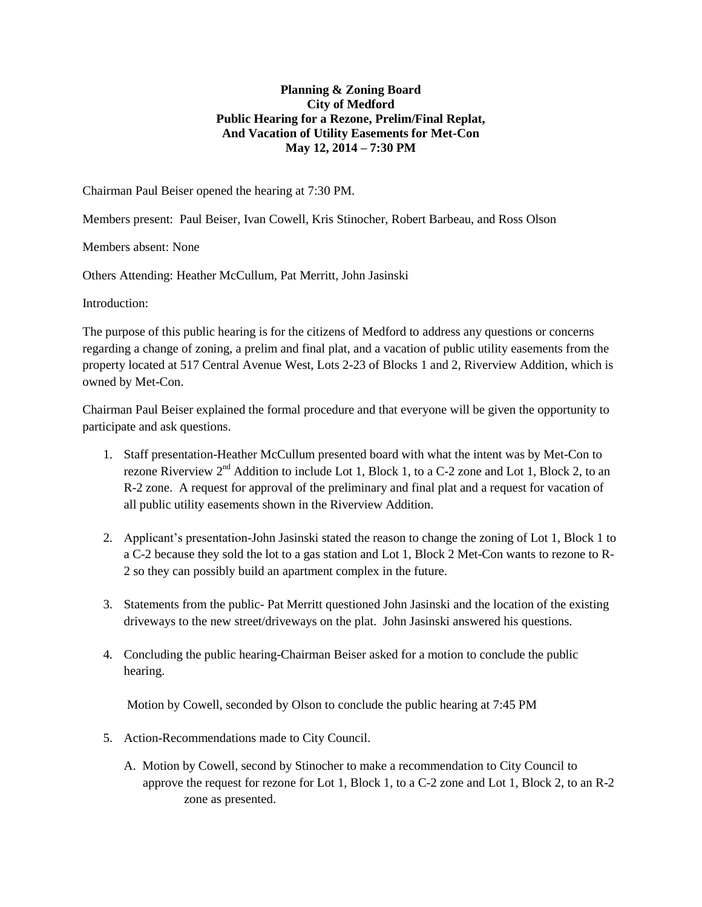**Planning & Zoning Board**
**City of Medford**
**Public Hearing for a Rezone, Prelim/Final Replat,**
**And Vacation of Utility Easements for Met-Con**
**May 12, 2014 – 7:30 PM**

Chairman Paul Beiser opened the hearing at 7:30 PM.

Members present: Paul Beiser, Ivan Cowell, Kris Stinocher, Robert Barbeau, and Ross Olson

Members absent: None

Others Attending: Heather McCullum, Pat Merritt, John Jasinski

Introduction:

The purpose of this public hearing is for the citizens of Medford to address any questions or concerns regarding a change of zoning, a prelim and final plat, and a vacation of public utility easements from the property located at 517 Central Avenue West, Lots 2-23 of Blocks 1 and 2, Riverview Addition, which is owned by Met-Con.

Chairman Paul Beiser explained the formal procedure and that everyone will be given the opportunity to participate and ask questions.

1. Staff presentation-Heather McCullum presented board with what the intent was by Met-Con to rezone Riverview 2nd Addition to include Lot 1, Block 1, to a C-2 zone and Lot 1, Block 2, to an R-2 zone. A request for approval of the preliminary and final plat and a request for vacation of all public utility easements shown in the Riverview Addition.

2. Applicant's presentation-John Jasinski stated the reason to change the zoning of Lot 1, Block 1 to a C-2 because they sold the lot to a gas station and Lot 1, Block 2 Met-Con wants to rezone to R-2 so they can possibly build an apartment complex in the future.

3. Statements from the public- Pat Merritt questioned John Jasinski and the location of the existing driveways to the new street/driveways on the plat. John Jasinski answered his questions.

4. Concluding the public hearing-Chairman Beiser asked for a motion to conclude the public hearing.

   Motion by Cowell, seconded by Olson to conclude the public hearing at 7:45 PM

5. Action-Recommendations made to City Council.

   A. Motion by Cowell, second by Stinocher to make a recommendation to City Council to approve the request for rezone for Lot 1, Block 1, to a C-2 zone and Lot 1, Block 2, to an R-2 zone as presented.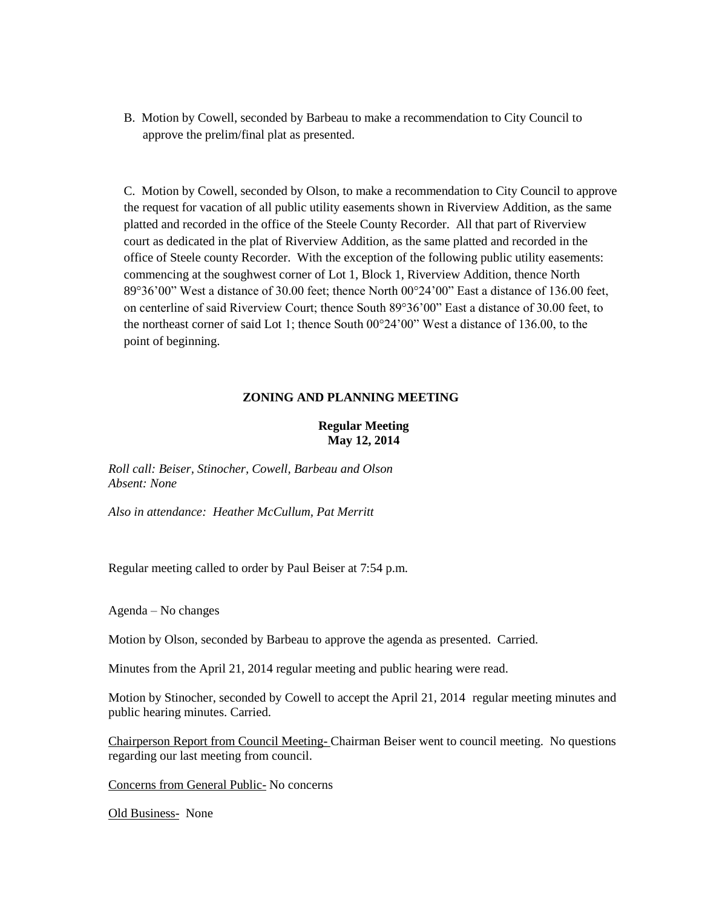B. Motion by Cowell, seconded by Barbeau to make a recommendation to City Council to approve the prelim/final plat as presented.

C. Motion by Cowell, seconded by Olson, to make a recommendation to City Council to approve the request for vacation of all public utility easements shown in Riverview Addition, as the same platted and recorded in the office of the Steele County Recorder. All that part of Riverview court as dedicated in the plat of Riverview Addition, as the same platted and recorded in the office of Steele county Recorder. With the exception of the following public utility easements: commencing at the soughwest corner of Lot 1, Block 1, Riverview Addition, thence North 89°36'00" West a distance of 30.00 feet; thence North 00°24'00" East a distance of 136.00 feet, on centerline of said Riverview Court; thence South 89°36'00" East a distance of 30.00 feet, to the northeast corner of said Lot 1; thence South 00°24'00" West a distance of 136.00, to the point of beginning.

**ZONING AND PLANNING MEETING**

**Regular Meeting**
**May 12, 2014**

*Roll call: Beiser, Stinocher, Cowell, Barbeau and Olson*
*Absent: None*

*Also in attendance: Heather McCullum, Pat Merritt*

Regular meeting called to order by Paul Beiser at 7:54 p.m.

Agenda – No changes

Motion by Olson, seconded by Barbeau to approve the agenda as presented. Carried.

Minutes from the April 21, 2014 regular meeting and public hearing were read.

Motion by Stinocher, seconded by Cowell to accept the April 21, 2014 regular meeting minutes and public hearing minutes. Carried.

<u>Chairperson Report from Council Meeting-</u> Chairman Beiser went to council meeting. No questions regarding our last meeting from council.

<u>Concerns from General Public-</u> No concerns

<u>Old Business-</u> None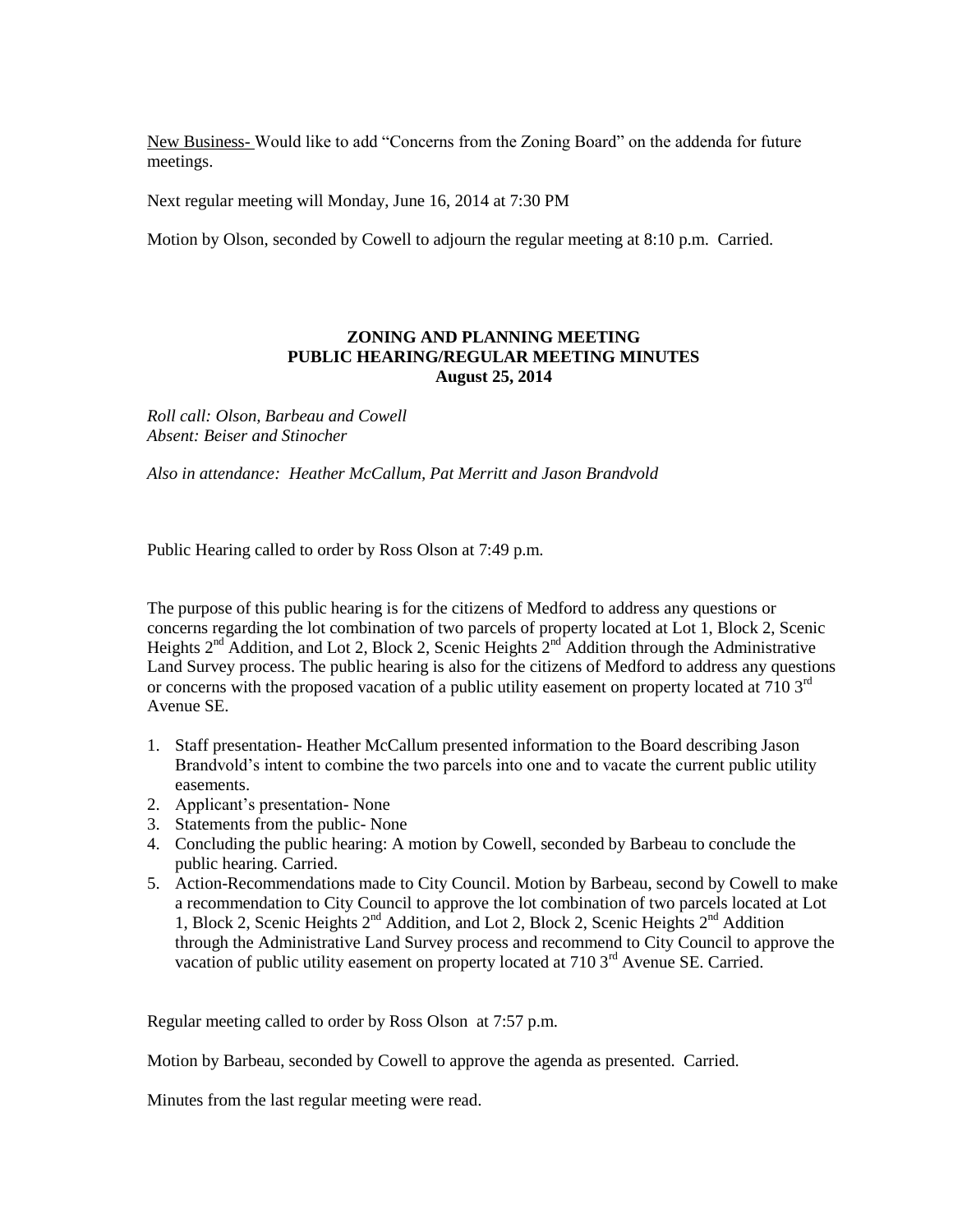New Business- Would like to add "Concerns from the Zoning Board" on the addenda for future meetings.

Next regular meeting will Monday, June 16, 2014 at 7:30 PM

Motion by Olson, seconded by Cowell to adjourn the regular meeting at 8:10 p.m. Carried.

**ZONING AND PLANNING MEETING**
**PUBLIC HEARING/REGULAR MEETING MINUTES**
**August 25, 2014**

*Roll call: Olson, Barbeau and Cowell*
*Absent: Beiser and Stinocher*

*Also in attendance: Heather McCallum, Pat Merritt and Jason Brandvold*

Public Hearing called to order by Ross Olson at 7:49 p.m.

The purpose of this public hearing is for the citizens of Medford to address any questions or concerns regarding the lot combination of two parcels of property located at Lot 1, Block 2, Scenic Heights 2nd Addition, and Lot 2, Block 2, Scenic Heights 2nd Addition through the Administrative Land Survey process. The public hearing is also for the citizens of Medford to address any questions or concerns with the proposed vacation of a public utility easement on property located at 710 3rd Avenue SE.

1. Staff presentation- Heather McCallum presented information to the Board describing Jason Brandvold's intent to combine the two parcels into one and to vacate the current public utility easements.
2. Applicant's presentation- None
3. Statements from the public- None
4. Concluding the public hearing: A motion by Cowell, seconded by Barbeau to conclude the public hearing. Carried.
5. Action-Recommendations made to City Council. Motion by Barbeau, second by Cowell to make a recommendation to City Council to approve the lot combination of two parcels located at Lot 1, Block 2, Scenic Heights 2nd Addition, and Lot 2, Block 2, Scenic Heights 2nd Addition through the Administrative Land Survey process and recommend to City Council to approve the vacation of public utility easement on property located at 710 3rd Avenue SE. Carried.

Regular meeting called to order by Ross Olson at 7:57 p.m.

Motion by Barbeau, seconded by Cowell to approve the agenda as presented. Carried.

Minutes from the last regular meeting were read.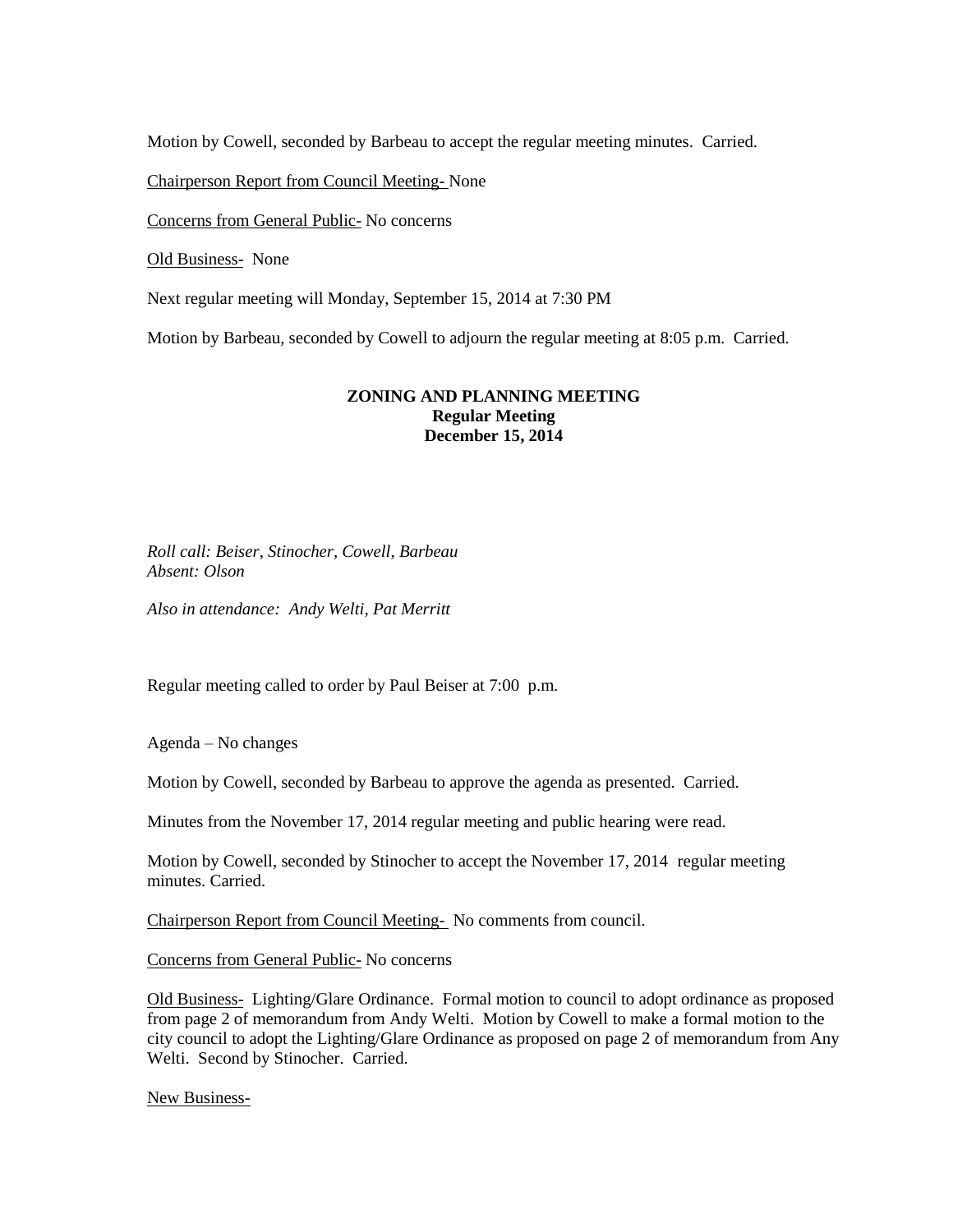Motion by Cowell, seconded by Barbeau to accept the regular meeting minutes. Carried.

Chairperson Report from Council Meeting- None

Concerns from General Public- No concerns

Old Business- None

Next regular meeting will Monday, September 15, 2014 at 7:30 PM

Motion by Barbeau, seconded by Cowell to adjourn the regular meeting at 8:05 p.m. Carried.

**ZONING AND PLANNING MEETING**
**Regular Meeting**
**December 15, 2014**

*Roll call: Beiser, Stinocher, Cowell, Barbeau*
*Absent: Olson*

*Also in attendance: Andy Welti, Pat Merritt*

Regular meeting called to order by Paul Beiser at 7:00 p.m.

Agenda – No changes

Motion by Cowell, seconded by Barbeau to approve the agenda as presented. Carried.

Minutes from the November 17, 2014 regular meeting and public hearing were read.

Motion by Cowell, seconded by Stinocher to accept the November 17, 2014 regular meeting minutes. Carried.

Chairperson Report from Council Meeting- No comments from council.

Concerns from General Public- No concerns

Old Business- Lighting/Glare Ordinance. Formal motion to council to adopt ordinance as proposed from page 2 of memorandum from Andy Welti. Motion by Cowell to make a formal motion to the city council to adopt the Lighting/Glare Ordinance as proposed on page 2 of memorandum from Any Welti. Second by Stinocher. Carried.

New Business-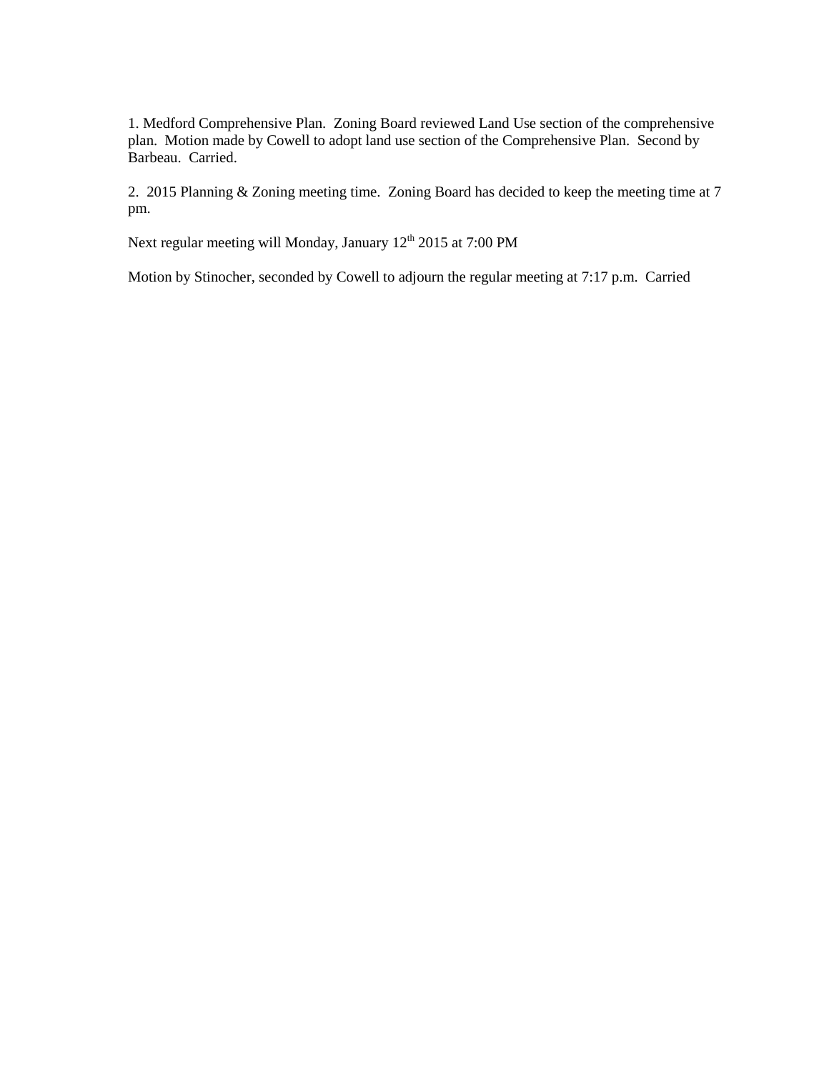1. Medford Comprehensive Plan. Zoning Board reviewed Land Use section of the comprehensive plan. Motion made by Cowell to adopt land use section of the Comprehensive Plan. Second by Barbeau. Carried.

2. 2015 Planning & Zoning meeting time. Zoning Board has decided to keep the meeting time at 7 pm.

Next regular meeting will Monday, January 12th 2015 at 7:00 PM

Motion by Stinocher, seconded by Cowell to adjourn the regular meeting at 7:17 p.m. Carried